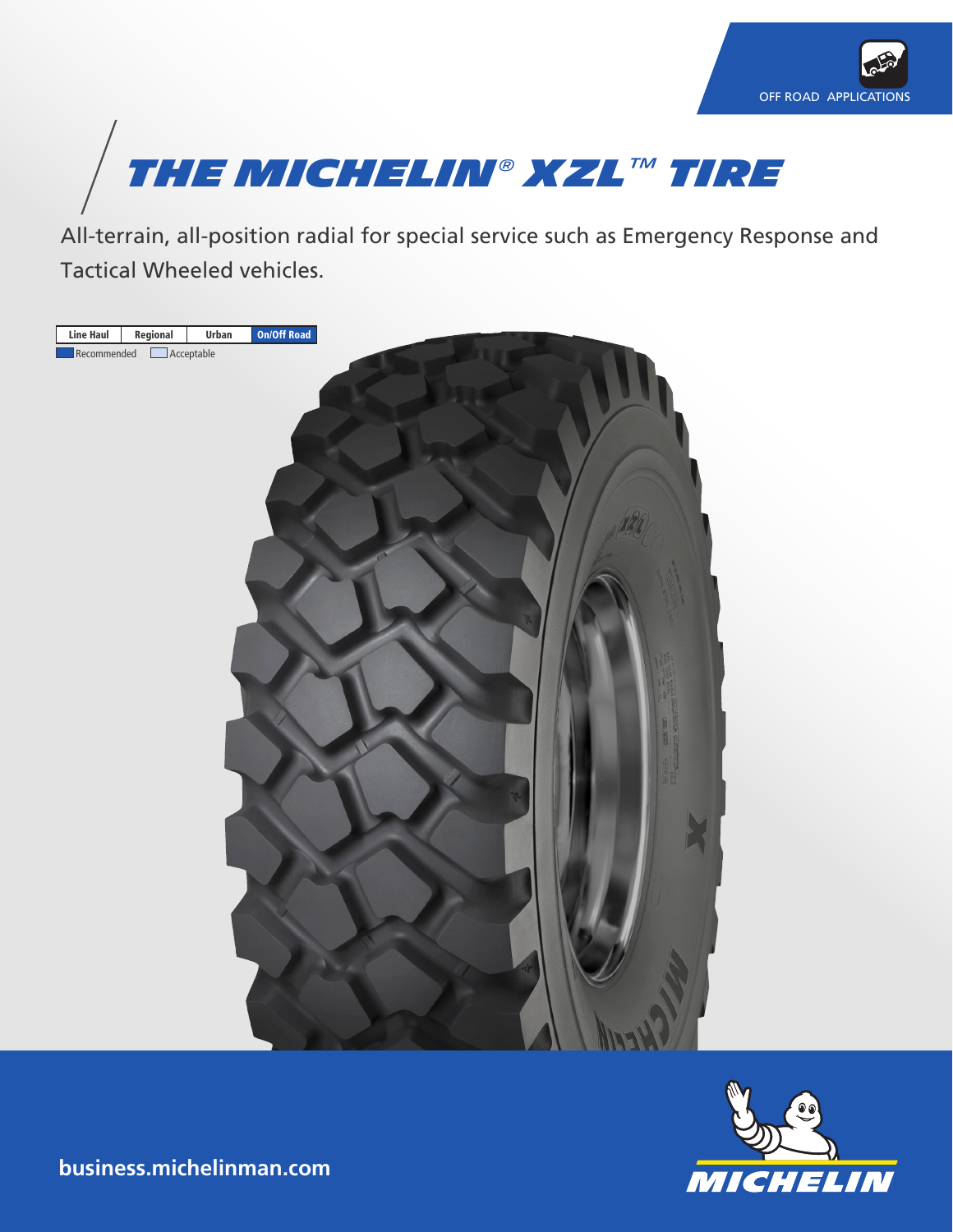OFF ROAD APPLICATIONS

# THE MICHELIN® XZL™ TIRE

All-terrain, all-position radial for special service such as Emergency Response and Tactical Wheeled vehicles.

| Line Haul | Regional | Urban | On/Off Road |
|---|---|---|---|

Recommended Acceptable

business.michelinman.com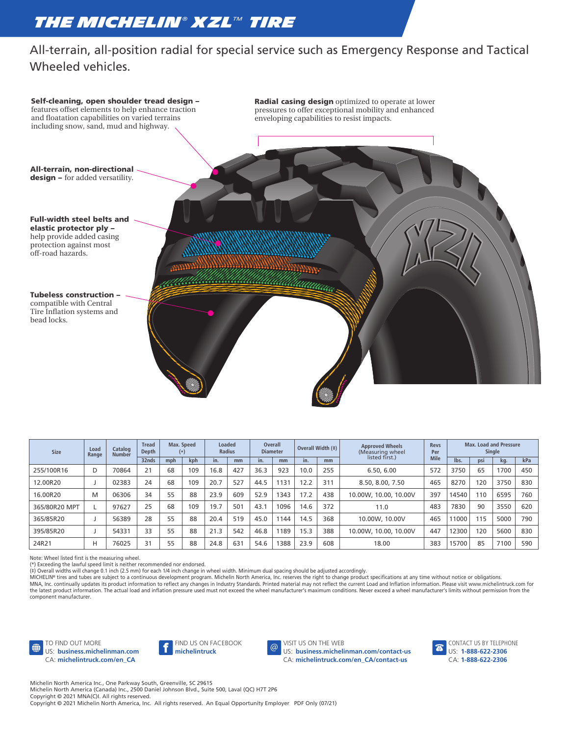# THE MICHELIN® XZL™ TIRE

All-terrain, all-position radial for special service such as Emergency Response and Tactical Wheeled vehicles.

**Self-cleaning, open shoulder tread design –** features offset elements to help enhance traction and floatation capabilities on varied terrains including snow, sand, mud and highway.

**Radial casing design** optimized to operate at lower pressures to offer exceptional mobility and enhanced enveloping capabilities to resist impacts.

**All-terrain, non-directional design –** for added versatility.

**Full-width steel belts and elastic protector ply –** help provide added casing protection against most off-road hazards.

**Tubeless construction –** compatible with Central Tire Inflation systems and bead locks.

| Size | Load Range | Catalog Number | Tread Depth | Max. Speed (*) | | Loaded Radius | | Overall Diameter | | Overall Width (‡) | | Approved Wheels (Measuring wheel listed first.) | Revs Per Mile | Max. Load and Pressure Single | | | |
|---|---|---|---|---|---|---|---|---|---|---|---|---|---|---|---|---|---|
| | | | 32nds | mph | kph | in. | mm | in. | mm | in. | mm | | | lbs. | psi | kg. | kPa |
| 255/100R16 | D | 70864 | 21 | 68 | 109 | 16.8 | 427 | 36.3 | 923 | 10.0 | 255 | 6.50, 6.00 | 572 | 3750 | 65 | 1700 | 450 |
| 12.00R20 | J | 02383 | 24 | 68 | 109 | 20.7 | 527 | 44.5 | 1131 | 12.2 | 311 | 8.50, 8.00, 7.50 | 465 | 8270 | 120 | 3750 | 830 |
| 16.00R20 | M | 06306 | 34 | 55 | 88 | 23.9 | 609 | 52.9 | 1343 | 17.2 | 438 | 10.00W, 10.00, 10.00V | 397 | 14540 | 110 | 6595 | 760 |
| 365/80R20 MPT | L | 97627 | 25 | 68 | 109 | 19.7 | 501 | 43.1 | 1096 | 14.6 | 372 | 11.0 | 483 | 7830 | 90 | 3550 | 620 |
| 365/85R20 | J | 56389 | 28 | 55 | 88 | 20.4 | 519 | 45.0 | 1144 | 14.5 | 368 | 10.00W, 10.00V | 465 | 11000 | 115 | 5000 | 790 |
| 395/85R20 | J | 54331 | 33 | 55 | 88 | 21.3 | 542 | 46.8 | 1189 | 15.3 | 388 | 10.00W, 10.00, 10.00V | 447 | 12300 | 120 | 5600 | 830 |
| 24R21 | H | 76025 | 31 | 55 | 88 | 24.8 | 631 | 54.6 | 1388 | 23.9 | 608 | 18.00 | 383 | 15700 | 85 | 7100 | 590 |

Note: Wheel listed first is the measuring wheel.
(*) Exceeding the lawful speed limit is neither recommended nor endorsed.
(‡) Overall widths will change 0.1 inch (2.5 mm) for each 1/4 inch change in wheel width. Minimum dual spacing should be adjusted accordingly.
MICHELIN® tires and tubes are subject to a continuous development program. Michelin North America, Inc. reserves the right to change product specifications at any time without notice or obligations.
MNA, Inc. continually updates its product information to reflect any changes in Industry Standards. Printed material may not reflect the current Load and Inflation information. Please visit www.michelintruck.com for the latest product information. The actual load and inflation pressure used must not exceed the wheel manufacturer's maximum conditions. Never exceed a wheel manufacturer's limits without permission from the component manufacturer.

TO FIND OUT MORE
US: **business.michelinman.com**
CA: **michelintruck.com/en_CA**

FIND US ON FACEBOOK
**michelintruck**

VISIT US ON THE WEB
US: **business.michelinman.com/contact-us**
CA: **michelintruck.com/en_CA/contact-us**

CONTACT US BY TELEPHONE
US: **1-888-622-2306**
CA: **1-888-622-2306**

Michelin North America Inc., One Parkway South, Greenville, SC 29615
Michelin North America (Canada) Inc., 2500 Daniel Johnson Blvd., Suite 500, Laval (QC) H7T 2P6
Copyright © 2021 MNA(C)I. All rights reserved.
Copyright © 2021 Michelin North America, Inc. All rights reserved. An Equal Opportunity Employer PDF Only (07/21)